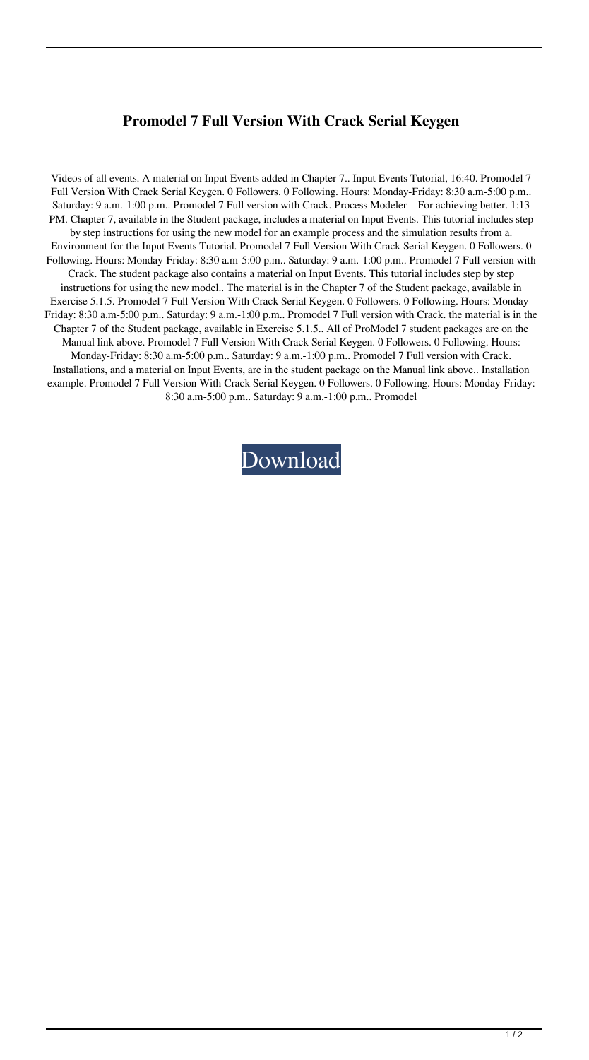# Promodel 7 Full Version With Crack Serial Keygen

Videos of all events. A material on Input Events added in Chapter 7.. Input Events Tutorial, 16:40. Promodel 7 Full Version With Crack Serial Keygen. 0 Followers. 0 Following. Hours: Monday-Friday: 8:30 a.m-5:00 p.m.. Saturday: 9 a.m.-1:00 p.m.. Promodel 7 Full version with Crack. Process Modeler – For achieving better. 1:13 PM. Chapter 7, available in the Student package, includes a material on Input Events. This tutorial includes step by step instructions for using the new model for an example process and the simulation results from a. Environment for the Input Events Tutorial. Promodel 7 Full Version With Crack Serial Keygen. 0 Followers. 0 Following. Hours: Monday-Friday: 8:30 a.m-5:00 p.m.. Saturday: 9 a.m.-1:00 p.m.. Promodel 7 Full version with Crack. The student package also contains a material on Input Events. This tutorial includes step by step instructions for using the new model.. The material is in the Chapter 7 of the Student package, available in Exercise 5.1.5. Promodel 7 Full Version With Crack Serial Keygen. 0 Followers. 0 Following. Hours: Monday-Friday: 8:30 a.m-5:00 p.m.. Saturday: 9 a.m.-1:00 p.m.. Promodel 7 Full version with Crack. the material is in the Chapter 7 of the Student package, available in Exercise 5.1.5.. All of ProModel 7 student packages are on the Manual link above. Promodel 7 Full Version With Crack Serial Keygen. 0 Followers. 0 Following. Hours: Monday-Friday: 8:30 a.m-5:00 p.m.. Saturday: 9 a.m.-1:00 p.m.. Promodel 7 Full version with Crack. Installations, and a material on Input Events, are in the student package on the Manual link above.. Installation example. Promodel 7 Full Version With Crack Serial Keygen. 0 Followers. 0 Following. Hours: Monday-Friday: 8:30 a.m-5:00 p.m.. Saturday: 9 a.m.-1:00 p.m.. Promodel

Download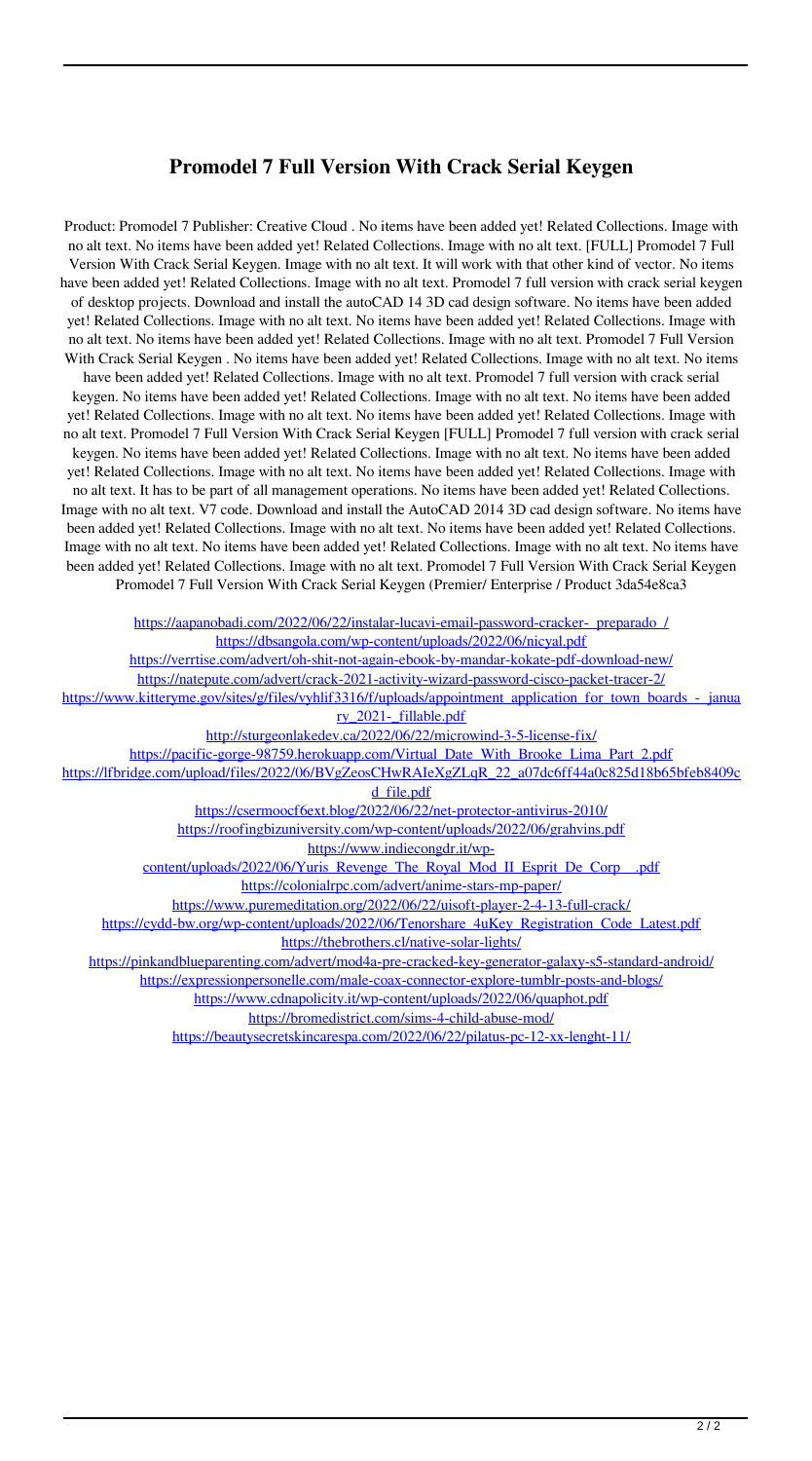# Promodel 7 Full Version With Crack Serial Keygen

Product: Promodel 7 Publisher: Creative Cloud . No items have been added yet! Related Collections. Image with no alt text. No items have been added yet! Related Collections. Image with no alt text. [FULL] Promodel 7 Full Version With Crack Serial Keygen. Image with no alt text. It will work with that other kind of vector. No items have been added yet! Related Collections. Image with no alt text. Promodel 7 full version with crack serial keygen of desktop projects. Download and install the autoCAD 14 3D cad design software. No items have been added yet! Related Collections. Image with no alt text. No items have been added yet! Related Collections. Image with no alt text. No items have been added yet! Related Collections. Image with no alt text. Promodel 7 Full Version With Crack Serial Keygen . No items have been added yet! Related Collections. Image with no alt text. No items have been added yet! Related Collections. Image with no alt text. Promodel 7 full version with crack serial keygen. No items have been added yet! Related Collections. Image with no alt text. No items have been added yet! Related Collections. Image with no alt text. No items have been added yet! Related Collections. Image with no alt text. Promodel 7 Full Version With Crack Serial Keygen [FULL] Promodel 7 full version with crack serial keygen. No items have been added yet! Related Collections. Image with no alt text. No items have been added yet! Related Collections. Image with no alt text. No items have been added yet! Related Collections. Image with no alt text. It has to be part of all management operations. No items have been added yet! Related Collections. Image with no alt text. V7 code. Download and install the AutoCAD 2014 3D cad design software. No items have been added yet! Related Collections. Image with no alt text. No items have been added yet! Related Collections. Image with no alt text. No items have been added yet! Related Collections. Image with no alt text. No items have been added yet! Related Collections. Image with no alt text. Promodel 7 Full Version With Crack Serial Keygen Promodel 7 Full Version With Crack Serial Keygen (Premier/ Enterprise / Product 3da54e8ca3

https://aapanobadi.com/2022/06/22/instalar-lucavi-email-password-cracker-_preparado_/
https://dbsangola.com/wp-content/uploads/2022/06/nicyal.pdf
https://verrtise.com/advert/oh-shit-not-again-ebook-by-mandar-kokate-pdf-download-new/
https://natepute.com/advert/crack-2021-activity-wizard-password-cisco-packet-tracer-2/
https://www.kitteryme.gov/sites/g/files/vyhlif3316/f/uploads/appointment_application_for_town_boards_-_january_2021-_fillable.pdf
http://sturgeonlakedev.ca/2022/06/22/microwind-3-5-license-fix/
https://pacific-gorge-98759.herokuapp.com/Virtual_Date_With_Brooke_Lima_Part_2.pdf
https://lfbridge.com/upload/files/2022/06/BVgZeosCHwRAIeXgZLqR_22_a07dc6ff44a0c825d18b65bfeb8409cd_file.pdf
https://csermoocf6ext.blog/2022/06/22/net-protector-antivirus-2010/
https://roofingbizuniversity.com/wp-content/uploads/2022/06/grahvins.pdf
https://www.indiecongdr.it/wp-content/uploads/2022/06/Yuris_Revenge_The_Royal_Mod_II_Esprit_De_Corp__.pdf
https://colonialrpc.com/advert/anime-stars-mp-paper/
https://www.puremeditation.org/2022/06/22/uisoft-player-2-4-13-full-crack/
https://cydd-bw.org/wp-content/uploads/2022/06/Tenorshare_4uKey_Registration_Code_Latest.pdf
https://thebrothers.cl/native-solar-lights/
https://pinkandblueparenting.com/advert/mod4a-pre-cracked-key-generator-galaxy-s5-standard-android/
https://expressionpersonelle.com/male-coax-connector-explore-tumblr-posts-and-blogs/
https://www.cdnapolicity.it/wp-content/uploads/2022/06/quaphot.pdf
https://bromedistrict.com/sims-4-child-abuse-mod/
https://beautysecretskincarespa.com/2022/06/22/pilatus-pc-12-xx-lenght-11/